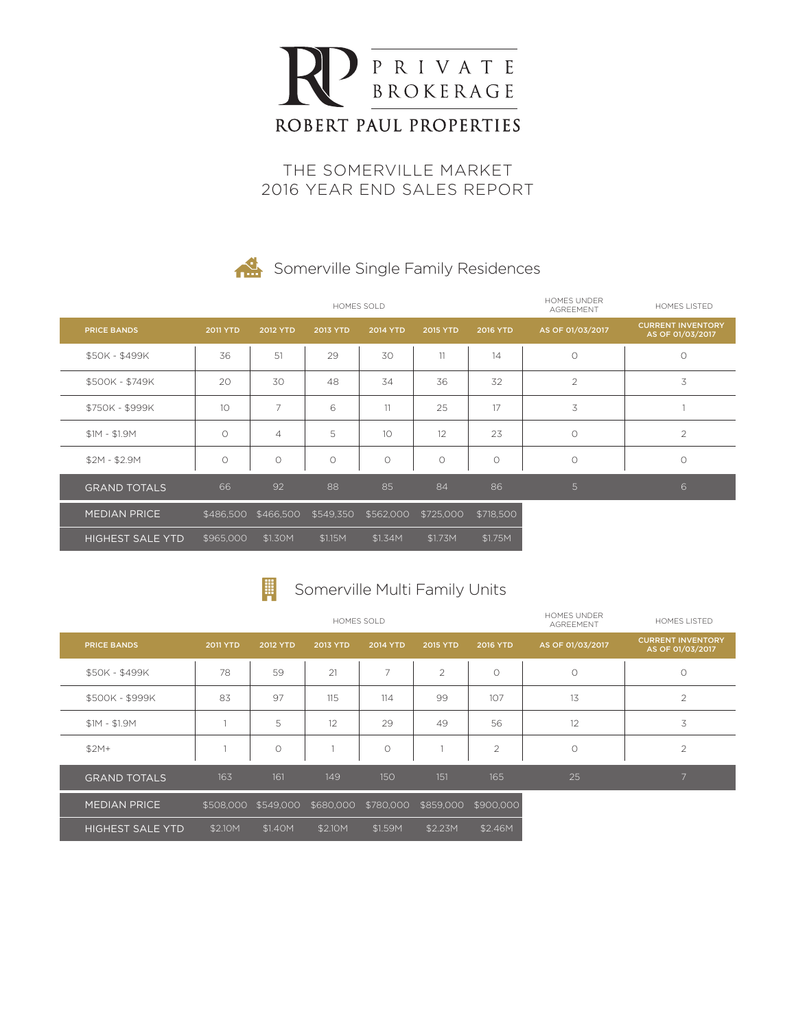# ROBERT PAUL PROPERTIES

PRIVATE BROKERAGE

## THE SOMERVILLE MARKET
## 2016 YEAR END SALES REPORT

### Somerville Single Family Residences

| | HOMES SOLD | | | | | | HOMES UNDER AGREEMENT | HOMES LISTED |
|---|---|---|---|---|---|---|---|---|
| **PRICE BANDS** | **2011 YTD** | **2012 YTD** | **2013 YTD** | **2014 YTD** | **2015 YTD** | **2016 YTD** | **AS OF 01/03/2017** | **CURRENT INVENTORY AS OF 01/03/2017** |
| $50K - $499K | 36 | 51 | 29 | 30 | 11 | 14 | 0 | 0 |
| $500K - $749K | 20 | 30 | 48 | 34 | 36 | 32 | 2 | 3 |
| $750K - $999K | 10 | 7 | 6 | 11 | 25 | 17 | 3 | 1 |
| $1M - $1.9M | 0 | 4 | 5 | 10 | 12 | 23 | 0 | 2 |
| $2M - $2.9M | 0 | 0 | 0 | 0 | 0 | 0 | 0 | 0 |
| GRAND TOTALS | 66 | 92 | 88 | 85 | 84 | 86 | 5 | 6 |
| MEDIAN PRICE | $486,500 | $466,500 | $549,350 | $562,000 | $725,000 | $718,500 | | |
| HIGHEST SALE YTD | $965,000 | $1.30M | $1.15M | $1.34M | $1.73M | $1.75M | | |

### Somerville Multi Family Units

| | HOMES SOLD | | | | | | HOMES UNDER AGREEMENT | HOMES LISTED |
|---|---|---|---|---|---|---|---|---|
| **PRICE BANDS** | **2011 YTD** | **2012 YTD** | **2013 YTD** | **2014 YTD** | **2015 YTD** | **2016 YTD** | **AS OF 01/03/2017** | **CURRENT INVENTORY AS OF 01/03/2017** |
| $50K - $499K | 78 | 59 | 21 | 7 | 2 | 0 | 0 | 0 |
| $500K - $999K | 83 | 97 | 115 | 114 | 99 | 107 | 13 | 2 |
| $1M - $1.9M | 1 | 5 | 12 | 29 | 49 | 56 | 12 | 3 |
| $2M+ | 1 | 0 | 1 | 0 | 1 | 2 | 0 | 2 |
| GRAND TOTALS | 163 | 161 | 149 | 150 | 151 | 165 | 25 | 7 |
| MEDIAN PRICE | $508,000 | $549,000 | $680,000 | $780,000 | $859,000 | $900,000 | | |
| HIGHEST SALE YTD | $2.10M | $1.40M | $2.10M | $1.59M | $2.23M | $2.46M | | |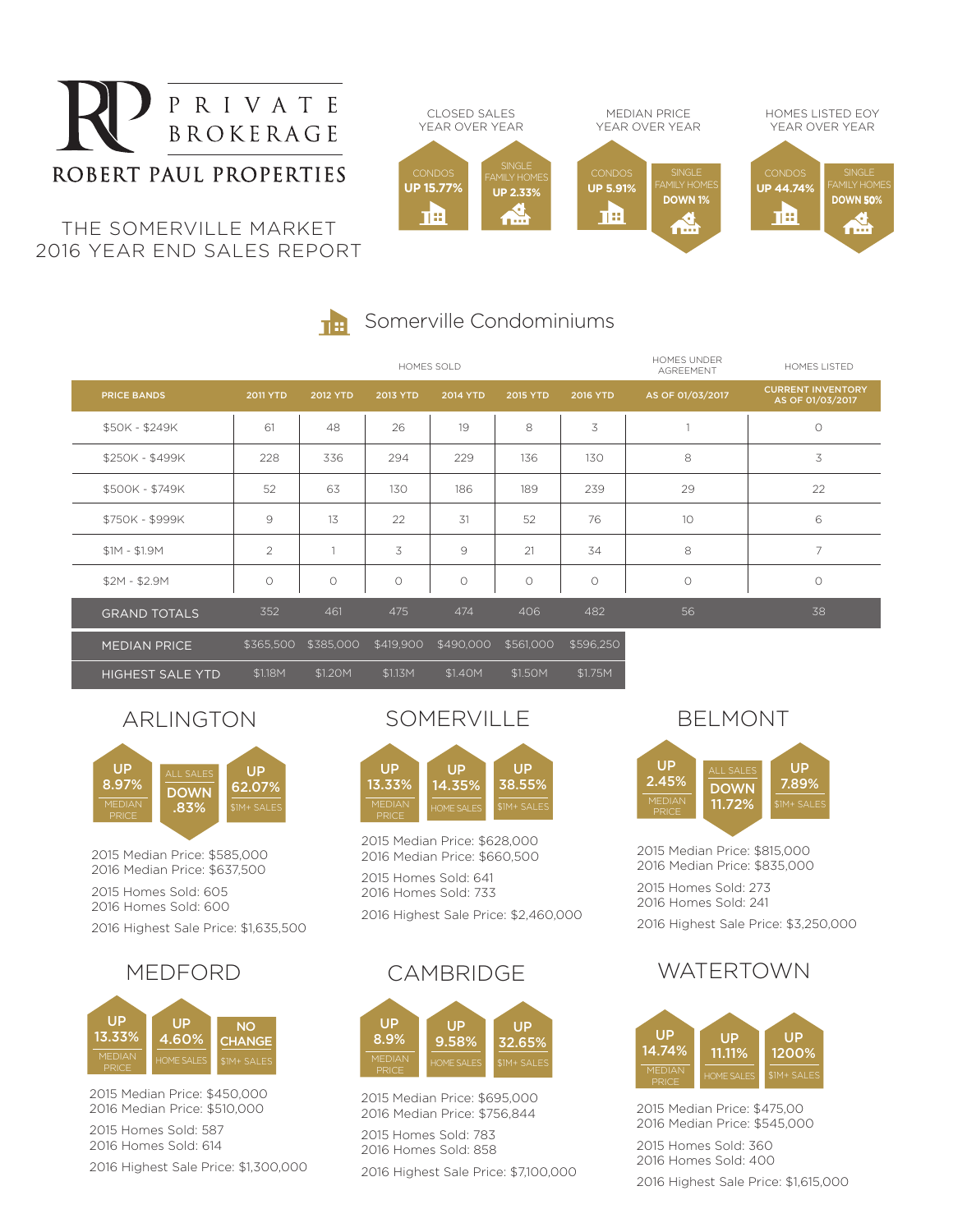# ROBERT PAUL PROPERTIES

PRIVATE BROKERAGE

## THE SOMERVILLE MARKET 2016 YEAR END SALES REPORT

CLOSED SALES YEAR OVER YEAR

CONDOS UP 15.77%

SINGLE FAMILY HOMES UP 2.33%

MEDIAN PRICE YEAR OVER YEAR

CONDOS UP 5.91%

SINGLE FAMILY HOMES DOWN 1%

HOMES LISTED EOY YEAR OVER YEAR

CONDOS UP 44.74%

SINGLE FAMILY HOMES DOWN 50%

## Somerville Condominiums

| | HOMES SOLD | | | | | | HOMES UNDER AGREEMENT | HOMES LISTED |
|---|---|---|---|---|---|---|---|---|
| PRICE BANDS | 2011 YTD | 2012 YTD | 2013 YTD | 2014 YTD | 2015 YTD | 2016 YTD | AS OF 01/03/2017 | CURRENT INVENTORY AS OF 01/03/2017 |
| $50K - $249K | 61 | 48 | 26 | 19 | 8 | 3 | 1 | 0 |
| $250K - $499K | 228 | 336 | 294 | 229 | 136 | 130 | 8 | 3 |
| $500K - $749K | 52 | 63 | 130 | 186 | 189 | 239 | 29 | 22 |
| $750K - $999K | 9 | 13 | 22 | 31 | 52 | 76 | 10 | 6 |
| $1M - $1.9M | 2 | 1 | 3 | 9 | 21 | 34 | 8 | 7 |
| $2M - $2.9M | 0 | 0 | 0 | 0 | 0 | 0 | 0 | 0 |
| GRAND TOTALS | 352 | 461 | 475 | 474 | 406 | 482 | 56 | 38 |
| MEDIAN PRICE | $365,500 | $385,000 | $419,900 | $490,000 | $561,000 | $596,250 | | |
| HIGHEST SALE YTD | $1.18M | $1.20M | $1.13M | $1.40M | $1.50M | $1.75M | | |

## ARLINGTON

UP 8.97% MEDIAN PRICE

ALL SALES DOWN .83%

UP 62.07% $1M+ SALES

2015 Median Price: $585,000
2016 Median Price: $637,500

2015 Homes Sold: 605
2016 Homes Sold: 600

2016 Highest Sale Price: $1,635,500

## SOMERVILLE

UP 13.33% MEDIAN PRICE

UP 14.35% HOME SALES

UP 38.55% $1M+ SALES

2015 Median Price: $628,000
2016 Median Price: $660,500

2015 Homes Sold: 641
2016 Homes Sold: 733

2016 Highest Sale Price: $2,460,000

## BELMONT

UP 2.45% MEDIAN PRICE

ALL SALES DOWN 11.72%

UP 7.89% $1M+ SALES

2015 Median Price: $815,000
2016 Median Price: $835,000

2015 Homes Sold: 273
2016 Homes Sold: 241

2016 Highest Sale Price: $3,250,000

## MEDFORD

UP 13.33% MEDIAN PRICE

UP 4.60% HOME SALES

NO CHANGE $1M+ SALES

2015 Median Price: $450,000
2016 Median Price: $510,000

2015 Homes Sold: 587
2016 Homes Sold: 614

2016 Highest Sale Price: $1,300,000

## CAMBRIDGE

UP 8.9% MEDIAN PRICE

UP 9.58% HOME SALES

UP 32.65% $1M+ SALES

2015 Median Price: $695,000
2016 Median Price: $756,844

2015 Homes Sold: 783
2016 Homes Sold: 858

2016 Highest Sale Price: $7,100,000

## WATERTOWN

UP 14.74% MEDIAN PRICE

UP 11.11% HOME SALES

UP 1200% $1M+ SALES

2015 Median Price: $475,00
2016 Median Price: $545,000

2015 Homes Sold: 360
2016 Homes Sold: 400

2016 Highest Sale Price: $1,615,000